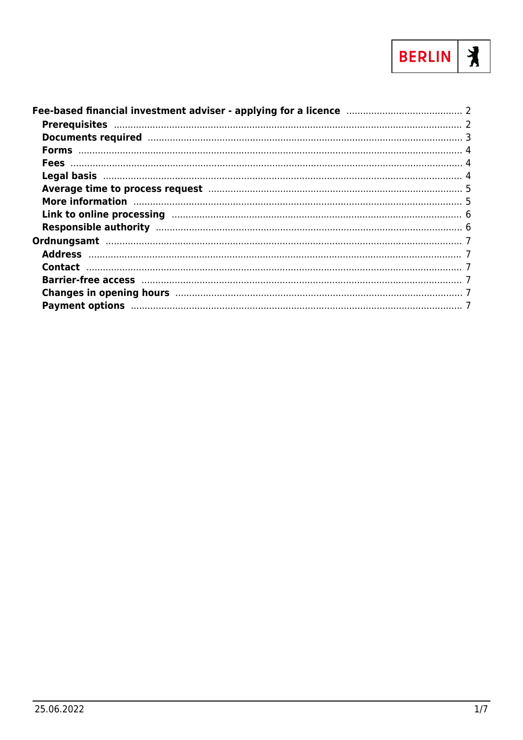- **Fee-based financial investment adviser - applying for a licence** ..... 2
  - **Prerequisites** ..... 2
  - **Documents required** ..... 3
  - **Forms** ..... 4
  - **Fees** ..... 4
  - **Legal basis** ..... 4
  - **Average time to process request** ..... 5
  - **More information** ..... 5
  - **Link to online processing** ..... 6
  - **Responsible authority** ..... 6
- **Ordnungsamt** ..... 7
  - **Address** ..... 7
  - **Contact** ..... 7
  - **Barrier-free access** ..... 7
  - **Changes in opening hours** ..... 7
  - **Payment options** ..... 7

25.06.2022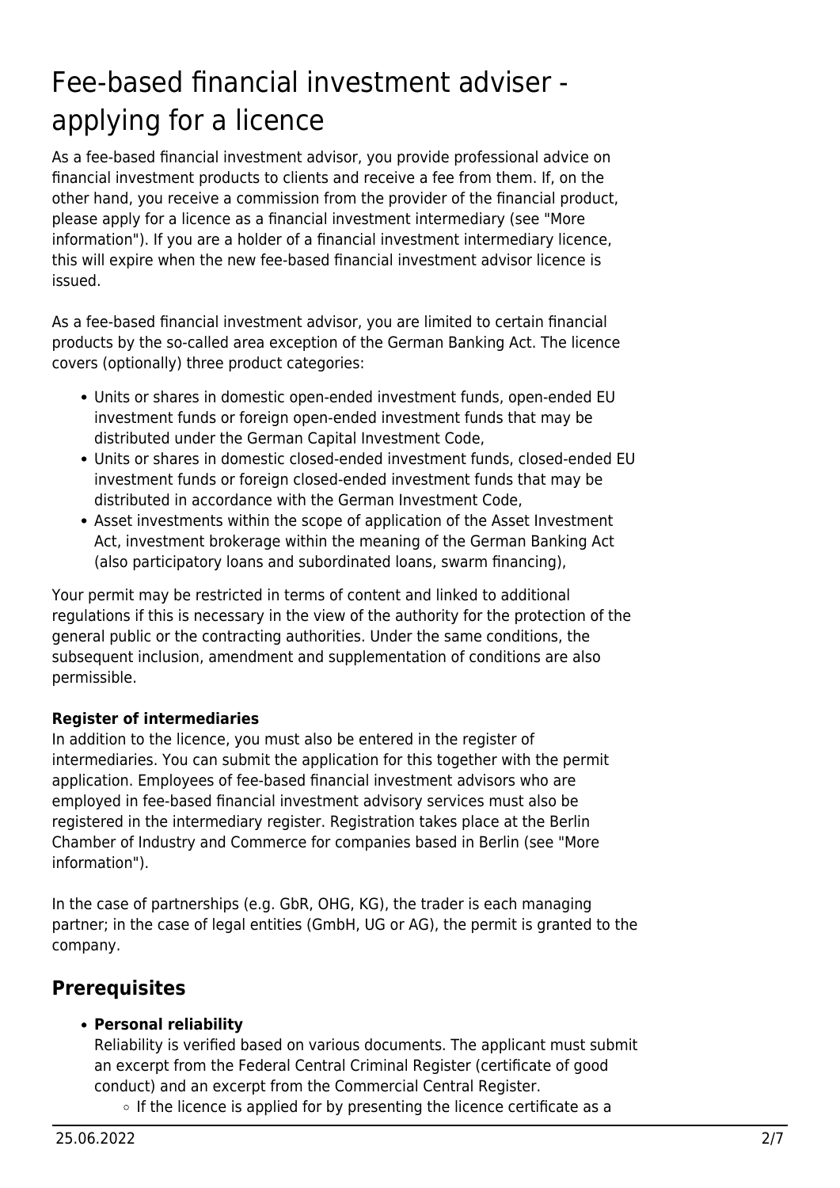# Fee-based financial investment adviser - applying for a licence

As a fee-based financial investment advisor, you provide professional advice on financial investment products to clients and receive a fee from them. If, on the other hand, you receive a commission from the provider of the financial product, please apply for a licence as a financial investment intermediary (see "More information"). If you are a holder of a financial investment intermediary licence, this will expire when the new fee-based financial investment advisor licence is issued.

As a fee-based financial investment advisor, you are limited to certain financial products by the so-called area exception of the German Banking Act. The licence covers (optionally) three product categories:

- Units or shares in domestic open-ended investment funds, open-ended EU investment funds or foreign open-ended investment funds that may be distributed under the German Capital Investment Code,
- Units or shares in domestic closed-ended investment funds, closed-ended EU investment funds or foreign closed-ended investment funds that may be distributed in accordance with the German Investment Code,
- Asset investments within the scope of application of the Asset Investment Act, investment brokerage within the meaning of the German Banking Act (also participatory loans and subordinated loans, swarm financing),

Your permit may be restricted in terms of content and linked to additional regulations if this is necessary in the view of the authority for the protection of the general public or the contracting authorities. Under the same conditions, the subsequent inclusion, amendment and supplementation of conditions are also permissible.

**Register of intermediaries**
In addition to the licence, you must also be entered in the register of intermediaries. You can submit the application for this together with the permit application. Employees of fee-based financial investment advisors who are employed in fee-based financial investment advisory services must also be registered in the intermediary register. Registration takes place at the Berlin Chamber of Industry and Commerce for companies based in Berlin (see "More information").

In the case of partnerships (e.g. GbR, OHG, KG), the trader is each managing partner; in the case of legal entities (GmbH, UG or AG), the permit is granted to the company.

## Prerequisites

- **Personal reliability**
  Reliability is verified based on various documents. The applicant must submit an excerpt from the Federal Central Criminal Register (certificate of good conduct) and an excerpt from the Commercial Central Register.
    - If the licence is applied for by presenting the licence certificate as a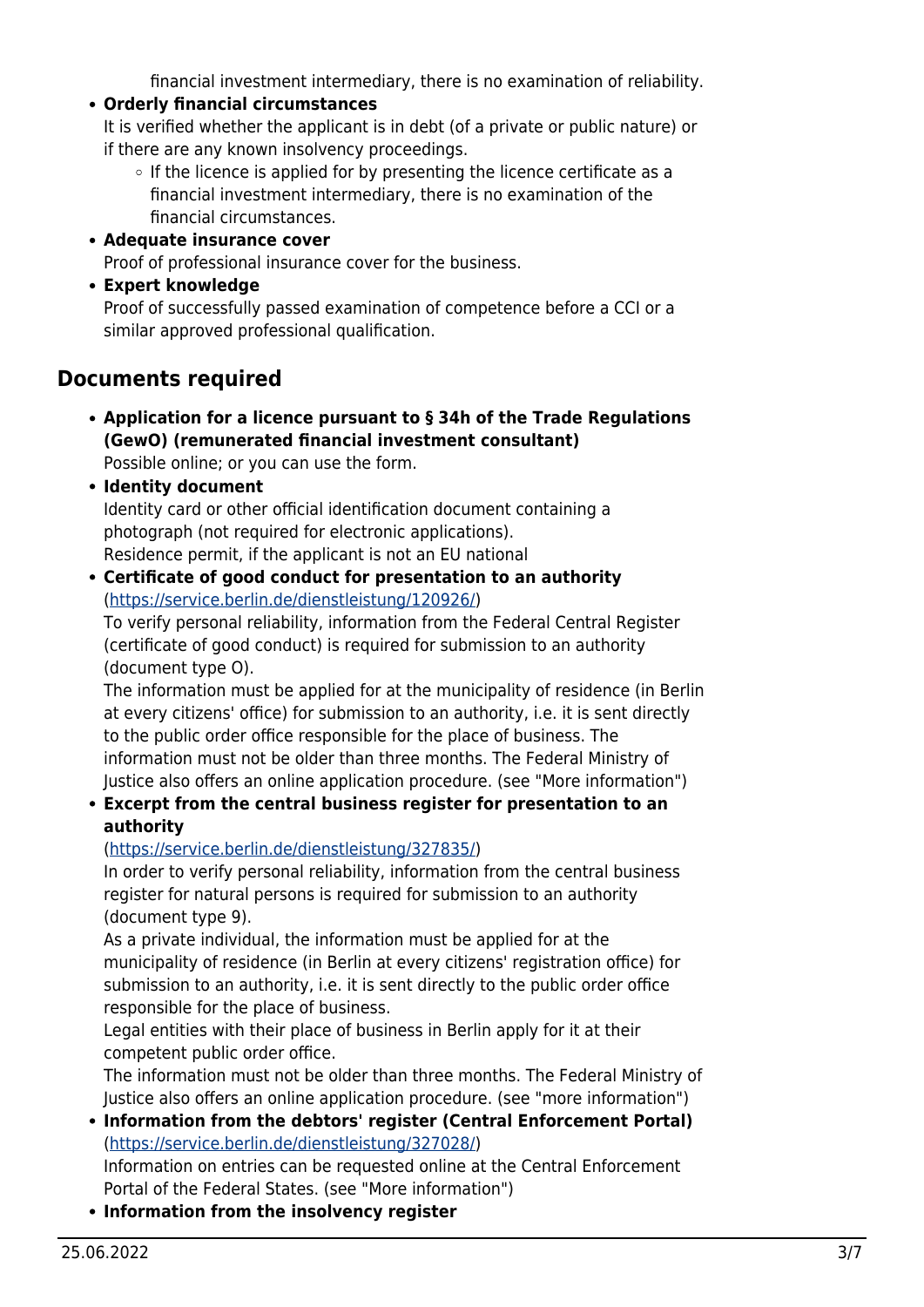financial investment intermediary, there is no examination of reliability.

- **Orderly financial circumstances**
  It is verified whether the applicant is in debt (of a private or public nature) or if there are any known insolvency proceedings.
    - If the licence is applied for by presenting the licence certificate as a financial investment intermediary, there is no examination of the financial circumstances.
- **Adequate insurance cover**
  Proof of professional insurance cover for the business.
- **Expert knowledge**
  Proof of successfully passed examination of competence before a CCI or a similar approved professional qualification.

## Documents required

- **Application for a licence pursuant to § 34h of the Trade Regulations (GewO) (remunerated financial investment consultant)**
  Possible online; or you can use the form.
- **Identity document**
  Identity card or other official identification document containing a photograph (not required for electronic applications).
  Residence permit, if the applicant is not an EU national
- **Certificate of good conduct for presentation to an authority**
  (https://service.berlin.de/dienstleistung/120926/)
  To verify personal reliability, information from the Federal Central Register (certificate of good conduct) is required for submission to an authority (document type O).
  The information must be applied for at the municipality of residence (in Berlin at every citizens' office) for submission to an authority, i.e. it is sent directly to the public order office responsible for the place of business. The information must not be older than three months. The Federal Ministry of Justice also offers an online application procedure. (see "More information")
- **Excerpt from the central business register for presentation to an authority**
  (https://service.berlin.de/dienstleistung/327835/)
  In order to verify personal reliability, information from the central business register for natural persons is required for submission to an authority (document type 9).
  As a private individual, the information must be applied for at the municipality of residence (in Berlin at every citizens' registration office) for submission to an authority, i.e. it is sent directly to the public order office responsible for the place of business.
  Legal entities with their place of business in Berlin apply for it at their competent public order office.
  The information must not be older than three months. The Federal Ministry of Justice also offers an online application procedure. (see "more information")
- **Information from the debtors' register (Central Enforcement Portal)**
  (https://service.berlin.de/dienstleistung/327028/)
  Information on entries can be requested online at the Central Enforcement Portal of the Federal States. (see "More information")
- **Information from the insolvency register**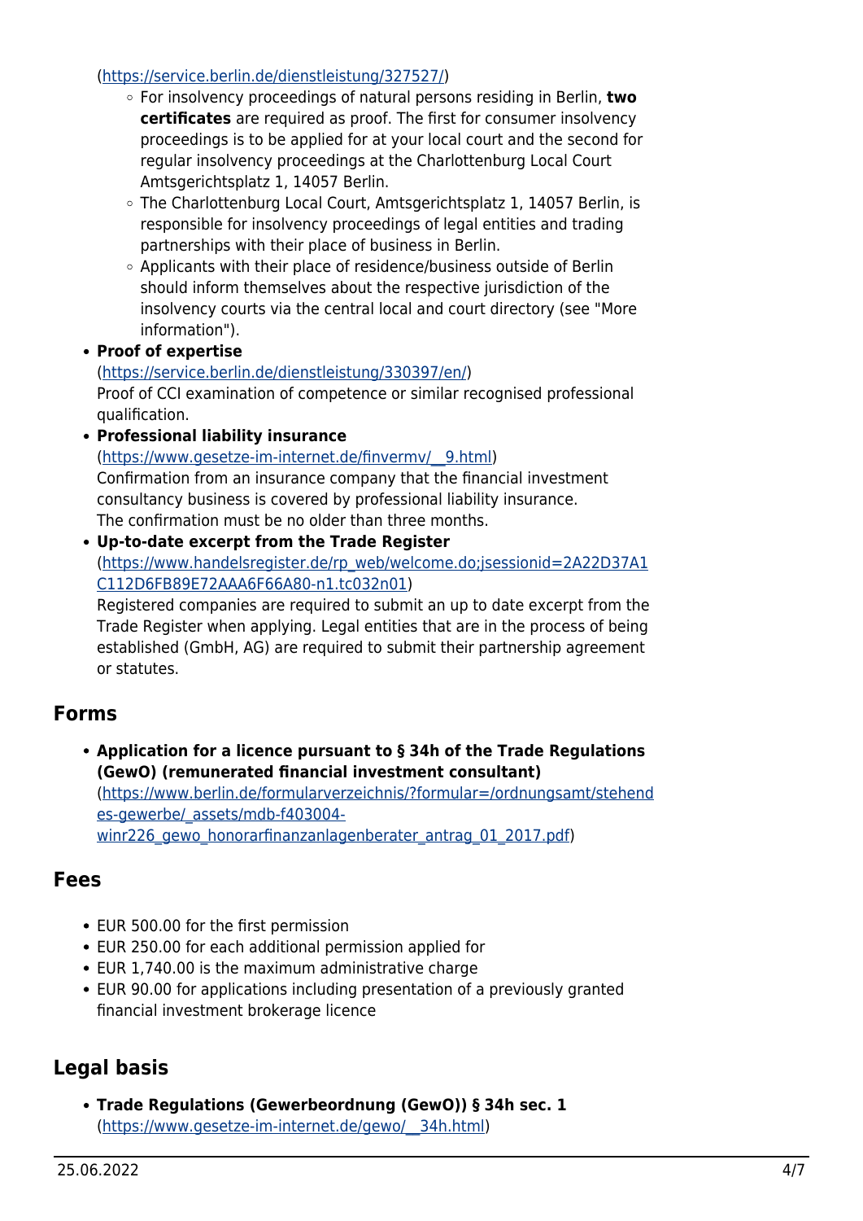(https://service.berlin.de/dienstleistung/327527/)
  - For insolvency proceedings of natural persons residing in Berlin, **two certificates** are required as proof. The first for consumer insolvency proceedings is to be applied for at your local court and the second for regular insolvency proceedings at the Charlottenburg Local Court Amtsgerichtsplatz 1, 14057 Berlin.
  - The Charlottenburg Local Court, Amtsgerichtsplatz 1, 14057 Berlin, is responsible for insolvency proceedings of legal entities and trading partnerships with their place of business in Berlin.
  - Applicants with their place of residence/business outside of Berlin should inform themselves about the respective jurisdiction of the insolvency courts via the central local and court directory (see "More information").
- **Proof of expertise**
  (https://service.berlin.de/dienstleistung/330397/en/)
  Proof of CCI examination of competence or similar recognised professional qualification.
- **Professional liability insurance**
  (https://www.gesetze-im-internet.de/finvermv/__9.html)
  Confirmation from an insurance company that the financial investment consultancy business is covered by professional liability insurance.
  The confirmation must be no older than three months.
- **Up-to-date excerpt from the Trade Register**
  (https://www.handelsregister.de/rp_web/welcome.do;jsessionid=2A22D37A1C112D6FB89E72AAA6F66A80-n1.tc032n01)
  Registered companies are required to submit an up to date excerpt from the Trade Register when applying. Legal entities that are in the process of being established (GmbH, AG) are required to submit their partnership agreement or statutes.

## Forms

- **Application for a licence pursuant to § 34h of the Trade Regulations (GewO) (remunerated financial investment consultant)**
  (https://www.berlin.de/formularverzeichnis/?formular=/ordnungsamt/stehendes-gewerbe/_assets/mdb-f403004-winr226_gewo_honorarfinanzanlagenberater_antrag_01_2017.pdf)

## Fees

- EUR 500.00 for the first permission
- EUR 250.00 for each additional permission applied for
- EUR 1,740.00 is the maximum administrative charge
- EUR 90.00 for applications including presentation of a previously granted financial investment brokerage licence

## Legal basis

- **Trade Regulations (Gewerbeordnung (GewO)) § 34h sec. 1**
  (https://www.gesetze-im-internet.de/gewo/__34h.html)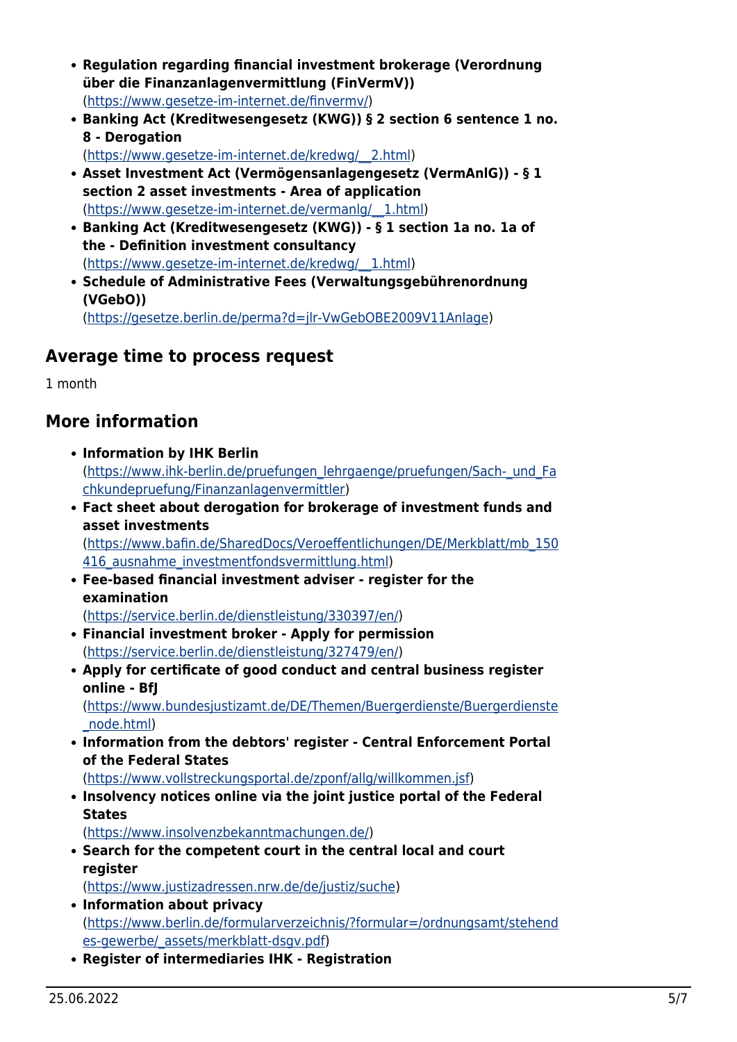- **Regulation regarding financial investment brokerage (Verordnung über die Finanzanlagenvermittlung (FinVermV))** (https://www.gesetze-im-internet.de/finvermv/)
- **Banking Act (Kreditwesengesetz (KWG)) § 2 section 6 sentence 1 no. 8 - Derogation** (https://www.gesetze-im-internet.de/kredwg/__2.html)
- **Asset Investment Act (Vermögensanlagengesetz (VermAnlG)) - § 1 section 2 asset investments - Area of application** (https://www.gesetze-im-internet.de/vermanlg/__1.html)
- **Banking Act (Kreditwesengesetz (KWG)) - § 1 section 1a no. 1a of the - Definition investment consultancy** (https://www.gesetze-im-internet.de/kredwg/__1.html)
- **Schedule of Administrative Fees (Verwaltungsgebührenordnung (VGebO))** (https://gesetze.berlin.de/perma?d=jlr-VwGebOBE2009V11Anlage)

## Average time to process request

1 month

## More information

- **Information by IHK Berlin** (https://www.ihk-berlin.de/pruefungen_lehrgaenge/pruefungen/Sach-_und_Fachkundepruefung/Finanzanlagenvermittler)
- **Fact sheet about derogation for brokerage of investment funds and asset investments** (https://www.bafin.de/SharedDocs/Veroeffentlichungen/DE/Merkblatt/mb_150416_ausnahme_investmentfondsvermittlung.html)
- **Fee-based financial investment adviser - register for the examination** (https://service.berlin.de/dienstleistung/330397/en/)
- **Financial investment broker - Apply for permission** (https://service.berlin.de/dienstleistung/327479/en/)
- **Apply for certificate of good conduct and central business register online - BfJ** (https://www.bundesjustizamt.de/DE/Themen/Buergerdienste/Buergerdienste_node.html)
- **Information from the debtors' register - Central Enforcement Portal of the Federal States** (https://www.vollstreckungsportal.de/zponf/allg/willkommen.jsf)
- **Insolvency notices online via the joint justice portal of the Federal States** (https://www.insolvenzbekanntmachungen.de/)
- **Search for the competent court in the central local and court register** (https://www.justizadressen.nrw.de/de/justiz/suche)
- **Information about privacy** (https://www.berlin.de/formularverzeichnis/?formular=/ordnungsamt/stehendes-gewerbe/_assets/merkblatt-dsgv.pdf)
- **Register of intermediaries IHK - Registration**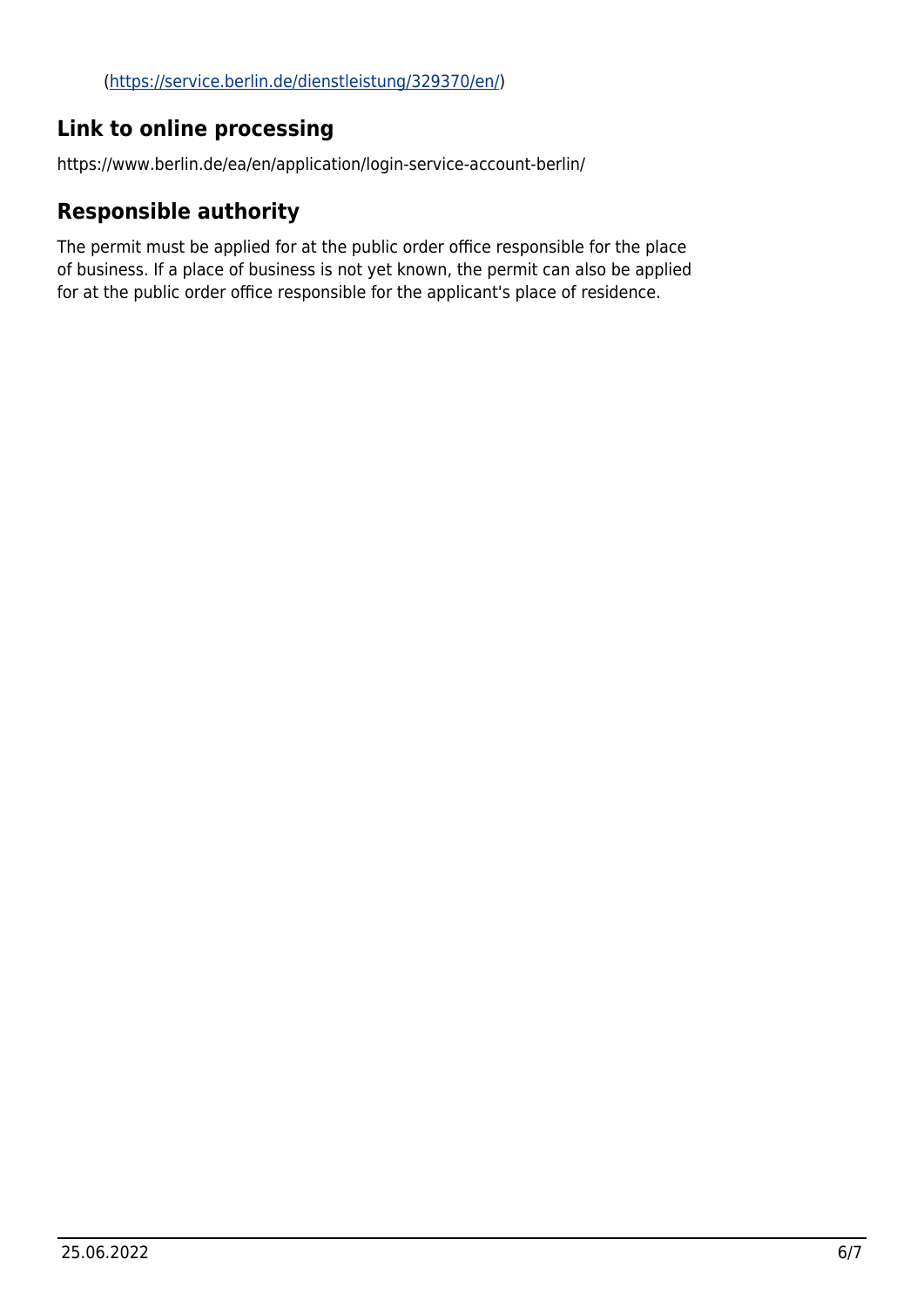(https://service.berlin.de/dienstleistung/329370/en/)

## Link to online processing

https://www.berlin.de/ea/en/application/login-service-account-berlin/

## Responsible authority

The permit must be applied for at the public order office responsible for the place of business. If a place of business is not yet known, the permit can also be applied for at the public order office responsible for the applicant's place of residence.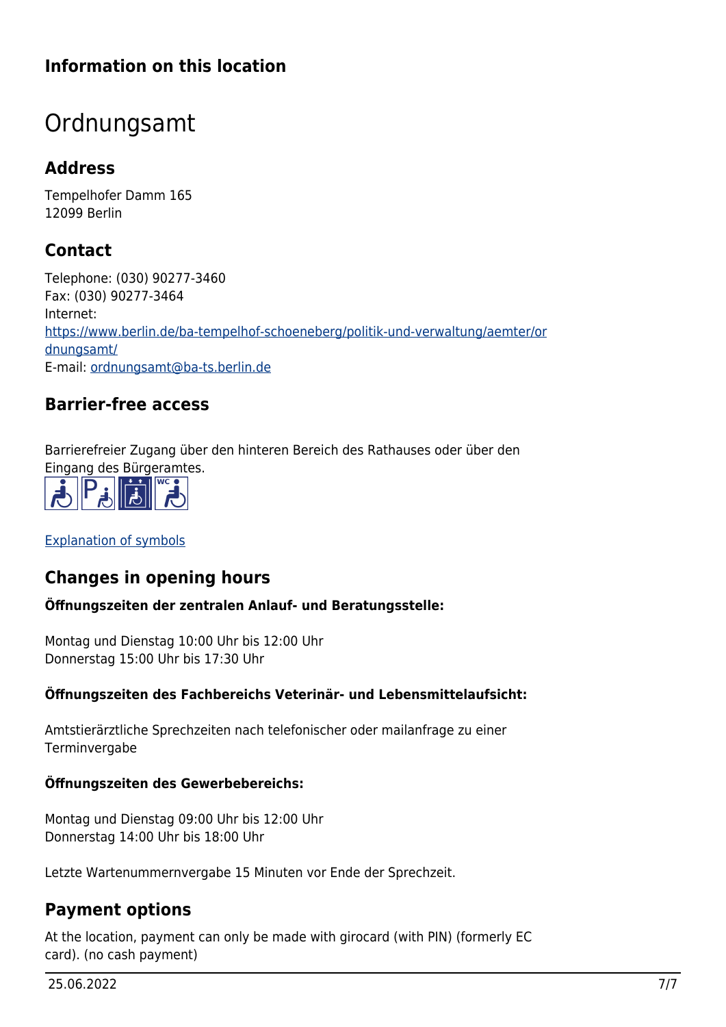## Information on this location

# Ordnungsamt

### Address

Tempelhofer Damm 165
12099 Berlin

### Contact

Telephone: (030) 90277-3460
Fax: (030) 90277-3464
Internet:
https://www.berlin.de/ba-tempelhof-schoeneberg/politik-und-verwaltung/aemter/ordnungsamt/
E-mail: ordnungsamt@ba-ts.berlin.de

### Barrier-free access

Barrierefreier Zugang über den hinteren Bereich des Rathauses oder über den Eingang des Bürgeramtes.

Explanation of symbols

### Changes in opening hours

**Öffnungszeiten der zentralen Anlauf- und Beratungsstelle:**

Montag und Dienstag 10:00 Uhr bis 12:00 Uhr
Donnerstag 15:00 Uhr bis 17:30 Uhr

**Öffnungszeiten des Fachbereichs Veterinär- und Lebensmittelaufsicht:**

Amtstierärztliche Sprechzeiten nach telefonischer oder mailanfrage zu einer Terminvergabe

**Öffnungszeiten des Gewerbebereichs:**

Montag und Dienstag 09:00 Uhr bis 12:00 Uhr
Donnerstag 14:00 Uhr bis 18:00 Uhr

Letzte Wartenummernvergabe 15 Minuten vor Ende der Sprechzeit.

### Payment options

At the location, payment can only be made with girocard (with PIN) (formerly EC card). (no cash payment)